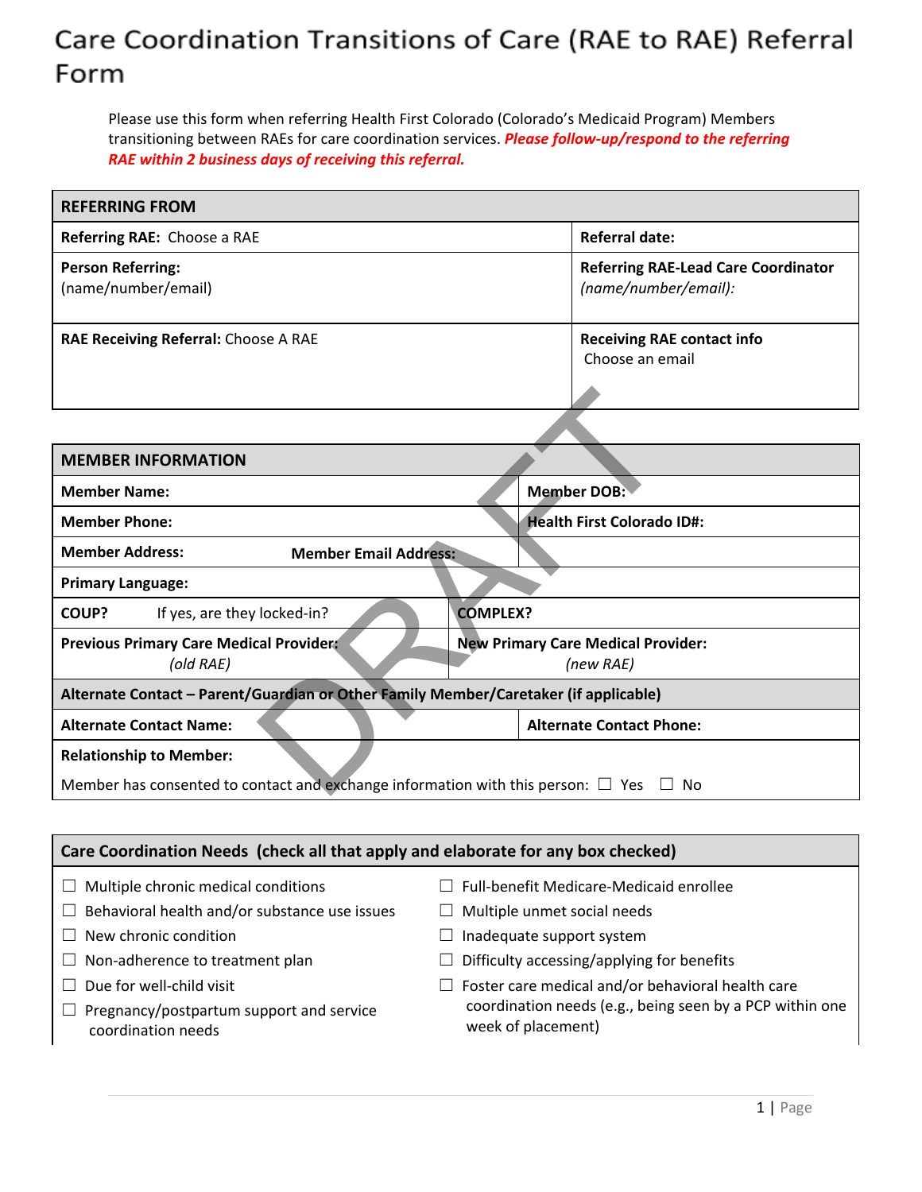# Care Coordination Transitions of Care (RAE to RAE) Referral Form

Please use this form when referring Health First Colorado (Colorado's Medicaid Program) Members transitioning between RAEs for care coordination services. ***Please follow-up/respond to the referring RAE within 2 business days of receiving this referral.***

| **REFERRING FROM** | |
|---|---|
| **Referring RAE:** Choose a RAE | **Referral date:** |
| **Person Referring:** (name/number/email) | **Referring RAE-Lead Care Coordinator** *(name/number/email):* |
| **RAE Receiving Referral:** Choose A RAE | **Receiving RAE contact info** Choose an email |

DRAFT

| **MEMBER INFORMATION** | | |
|---|---|---|
| **Member Name:** | | **Member DOB:** |
| **Member Phone:** | | **Health First Colorado ID#:** |
| **Member Address:** | **Member Email Address:** | |
| **Primary Language:** | | |
| **COUP?** If yes, are they locked-in? | **COMPLEX?** | |
| **Previous Primary Care Medical Provider:** *(old RAE)* | **New Primary Care Medical Provider:** *(new RAE)* | |
| **Alternate Contact – Parent/Guardian or Other Family Member/Caretaker (if applicable)** | | |
| **Alternate Contact Name:** | | **Alternate Contact Phone:** |
| **Relationship to Member:** | | |
| Member has consented to contact and exchange information with this person: ☐ Yes ☐ No | | |

| **Care Coordination Needs (check all that apply and elaborate for any box checked)** | |
|---|---|
| ☐ Multiple chronic medical conditions | ☐ Full-benefit Medicare-Medicaid enrollee |
| ☐ Behavioral health and/or substance use issues | ☐ Multiple unmet social needs |
| ☐ New chronic condition | ☐ Inadequate support system |
| ☐ Non-adherence to treatment plan | ☐ Difficulty accessing/applying for benefits |
| ☐ Due for well-child visit | ☐ Foster care medical and/or behavioral health care coordination needs (e.g., being seen by a PCP within one week of placement) |
| ☐ Pregnancy/postpartum support and service coordination needs | |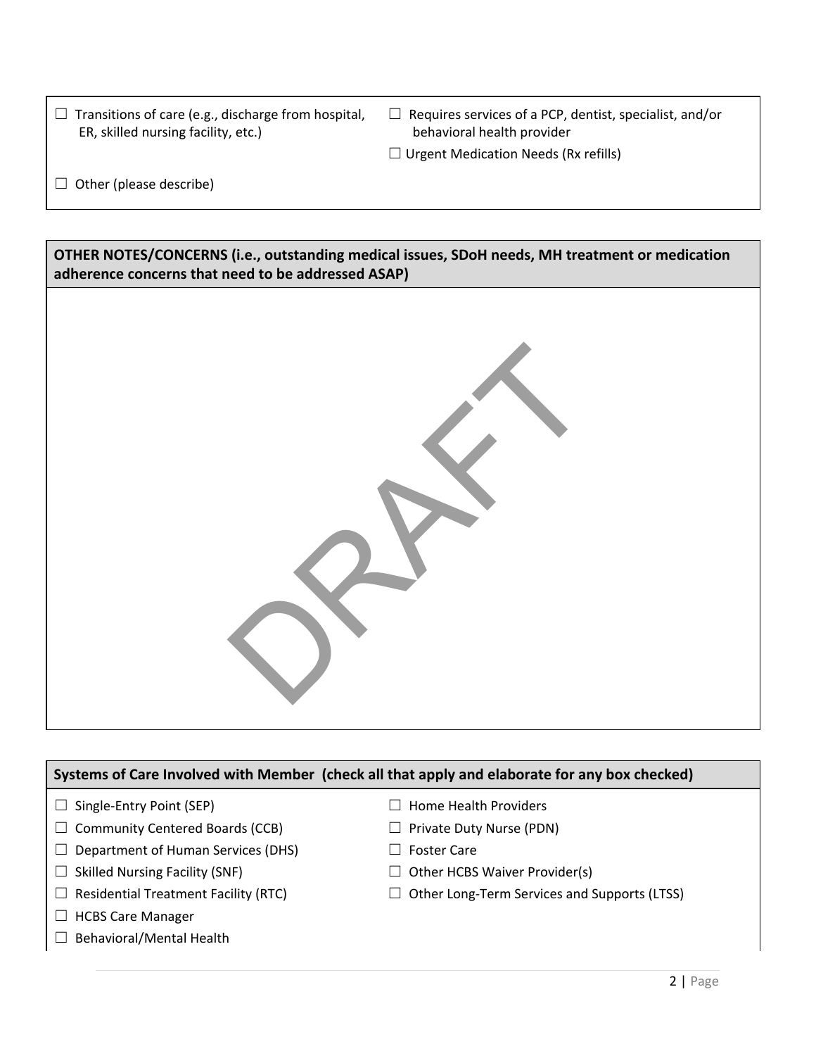☐ Transitions of care (e.g., discharge from hospital, ER, skilled nursing facility, etc.)

☐ Requires services of a PCP, dentist, specialist, and/or behavioral health provider

☐ Urgent Medication Needs (Rx refills)

☐ Other (please describe)

**OTHER NOTES/CONCERNS (i.e., outstanding medical issues, SDoH needs, MH treatment or medication adherence concerns that need to be addressed ASAP)**

DRAFT

**Systems of Care Involved with Member (check all that apply and elaborate for any box checked)**

☐ Single-Entry Point (SEP)

☐ Community Centered Boards (CCB)

☐ Department of Human Services (DHS)

☐ Skilled Nursing Facility (SNF)

☐ Residential Treatment Facility (RTC)

☐ HCBS Care Manager

☐ Behavioral/Mental Health

☐ Home Health Providers

☐ Private Duty Nurse (PDN)

☐ Foster Care

☐ Other HCBS Waiver Provider(s)

☐ Other Long-Term Services and Supports (LTSS)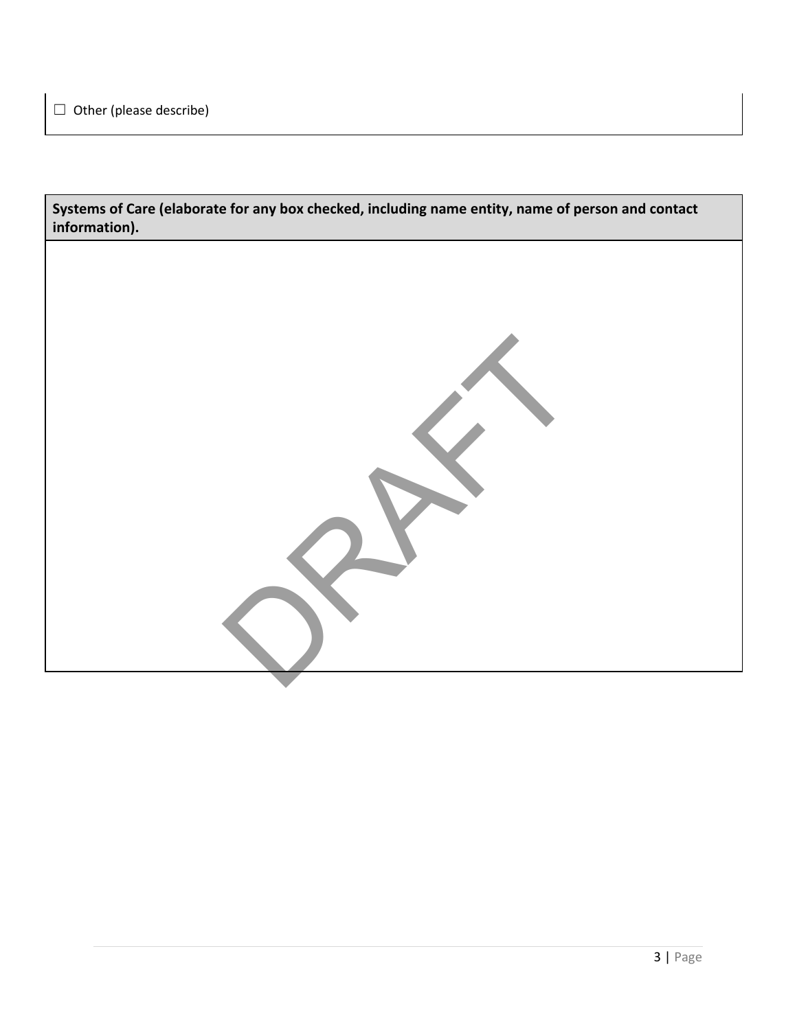☐ Other (please describe)

| Systems of Care (elaborate for any box checked, including name entity, name of person and contact information). |
| --- |
| |

DRAFT